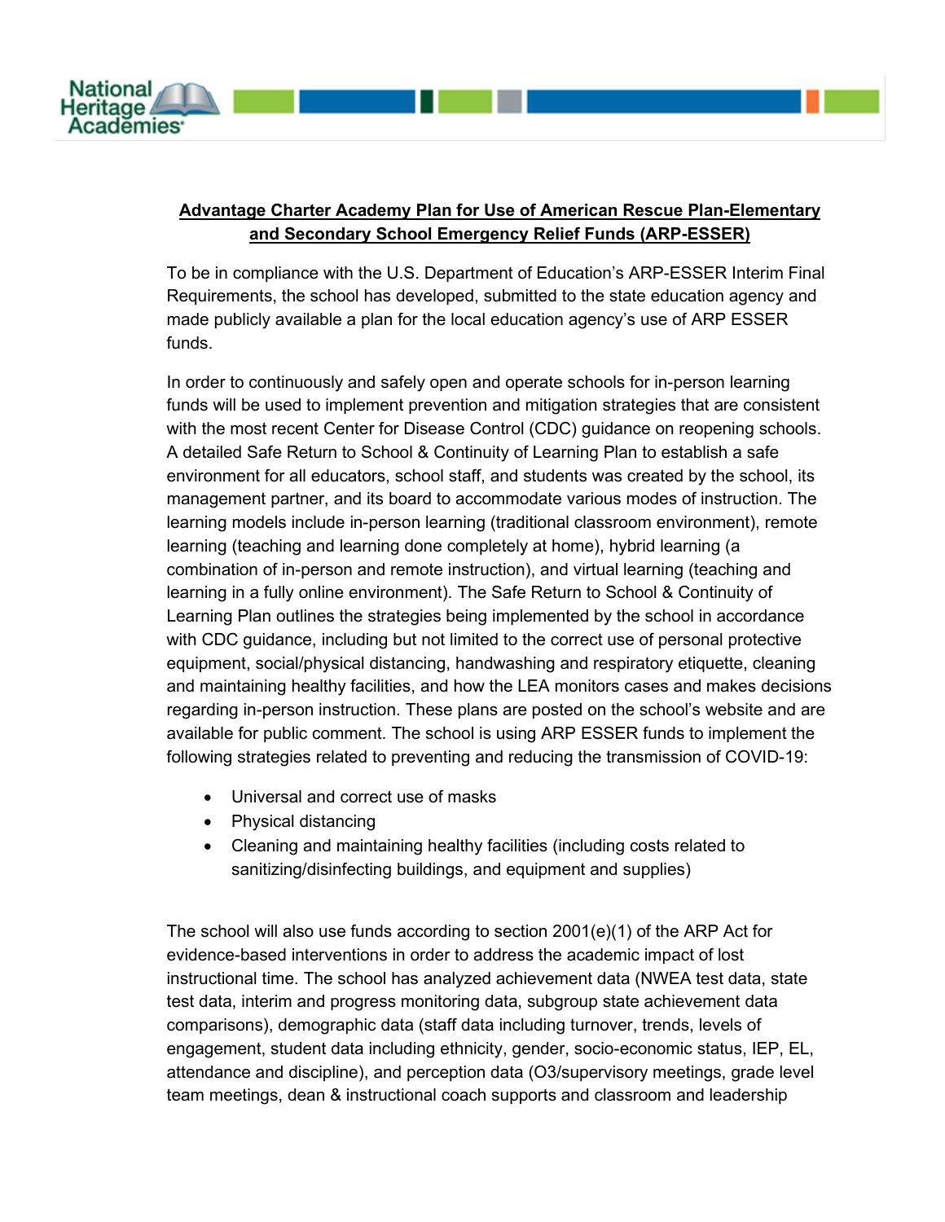**Advantage Charter Academy Plan for Use of American Rescue Plan-Elementary and Secondary School Emergency Relief Funds (ARP-ESSER)**

To be in compliance with the U.S. Department of Education's ARP-ESSER Interim Final Requirements, the school has developed, submitted to the state education agency and made publicly available a plan for the local education agency's use of ARP ESSER funds.

In order to continuously and safely open and operate schools for in-person learning funds will be used to implement prevention and mitigation strategies that are consistent with the most recent Center for Disease Control (CDC) guidance on reopening schools. A detailed Safe Return to School & Continuity of Learning Plan to establish a safe environment for all educators, school staff, and students was created by the school, its management partner, and its board to accommodate various modes of instruction. The learning models include in-person learning (traditional classroom environment), remote learning (teaching and learning done completely at home), hybrid learning (a combination of in-person and remote instruction), and virtual learning (teaching and learning in a fully online environment). The Safe Return to School & Continuity of Learning Plan outlines the strategies being implemented by the school in accordance with CDC guidance, including but not limited to the correct use of personal protective equipment, social/physical distancing, handwashing and respiratory etiquette, cleaning and maintaining healthy facilities, and how the LEA monitors cases and makes decisions regarding in-person instruction. These plans are posted on the school's website and are available for public comment. The school is using ARP ESSER funds to implement the following strategies related to preventing and reducing the transmission of COVID-19:

- Universal and correct use of masks
- Physical distancing
- Cleaning and maintaining healthy facilities (including costs related to sanitizing/disinfecting buildings, and equipment and supplies)

The school will also use funds according to section 2001(e)(1) of the ARP Act for evidence-based interventions in order to address the academic impact of lost instructional time. The school has analyzed achievement data (NWEA test data, state test data, interim and progress monitoring data, subgroup state achievement data comparisons), demographic data (staff data including turnover, trends, levels of engagement, student data including ethnicity, gender, socio-economic status, IEP, EL, attendance and discipline), and perception data (O3/supervisory meetings, grade level team meetings, dean & instructional coach supports and classroom and leadership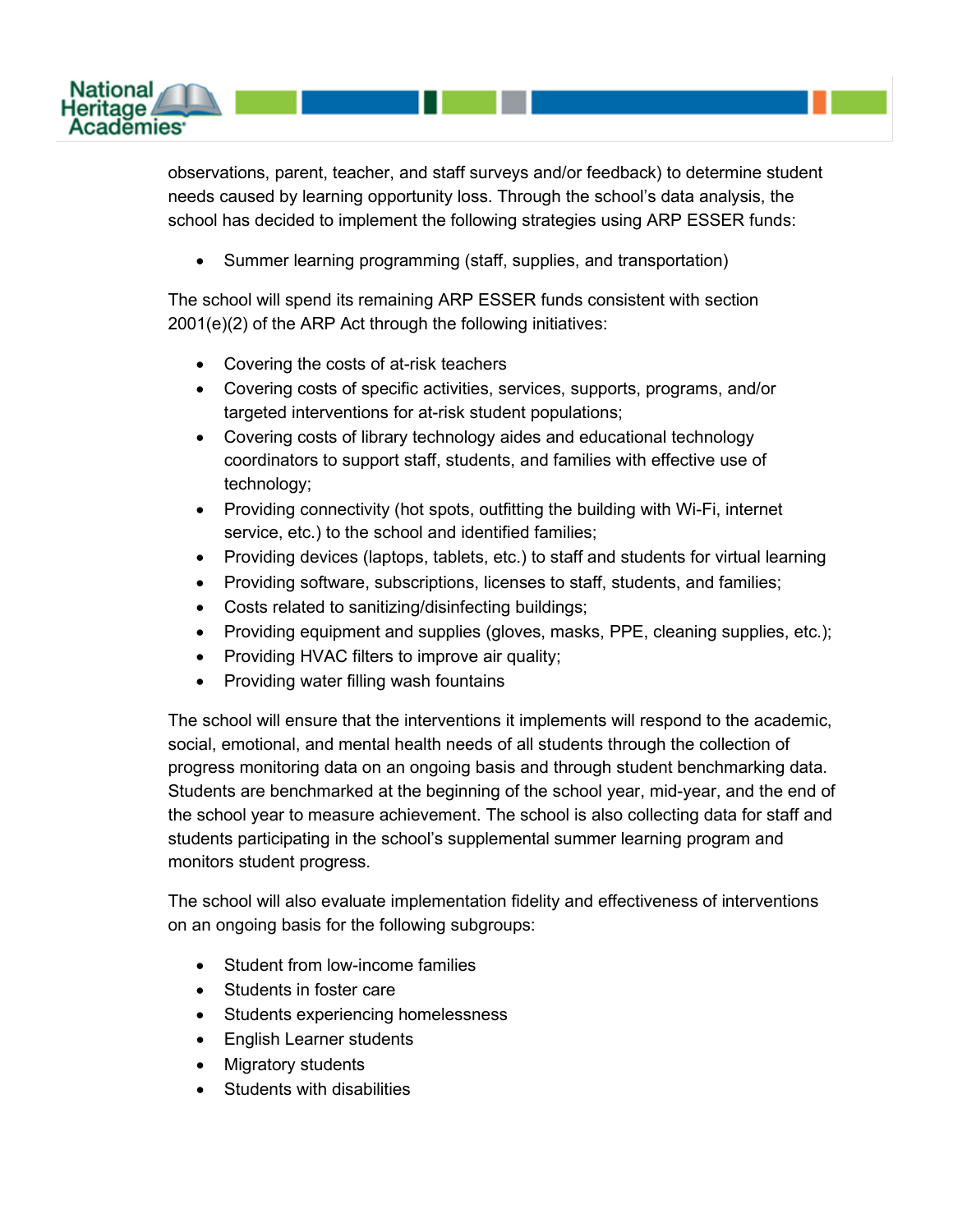observations, parent, teacher, and staff surveys and/or feedback) to determine student needs caused by learning opportunity loss. Through the school's data analysis, the school has decided to implement the following strategies using ARP ESSER funds:

- Summer learning programming (staff, supplies, and transportation)

The school will spend its remaining ARP ESSER funds consistent with section 2001(e)(2) of the ARP Act through the following initiatives:

- Covering the costs of at-risk teachers
- Covering costs of specific activities, services, supports, programs, and/or targeted interventions for at-risk student populations;
- Covering costs of library technology aides and educational technology coordinators to support staff, students, and families with effective use of technology;
- Providing connectivity (hot spots, outfitting the building with Wi-Fi, internet service, etc.) to the school and identified families;
- Providing devices (laptops, tablets, etc.) to staff and students for virtual learning
- Providing software, subscriptions, licenses to staff, students, and families;
- Costs related to sanitizing/disinfecting buildings;
- Providing equipment and supplies (gloves, masks, PPE, cleaning supplies, etc.);
- Providing HVAC filters to improve air quality;
- Providing water filling wash fountains

The school will ensure that the interventions it implements will respond to the academic, social, emotional, and mental health needs of all students through the collection of progress monitoring data on an ongoing basis and through student benchmarking data. Students are benchmarked at the beginning of the school year, mid-year, and the end of the school year to measure achievement. The school is also collecting data for staff and students participating in the school's supplemental summer learning program and monitors student progress.

The school will also evaluate implementation fidelity and effectiveness of interventions on an ongoing basis for the following subgroups:

- Student from low-income families
- Students in foster care
- Students experiencing homelessness
- English Learner students
- Migratory students
- Students with disabilities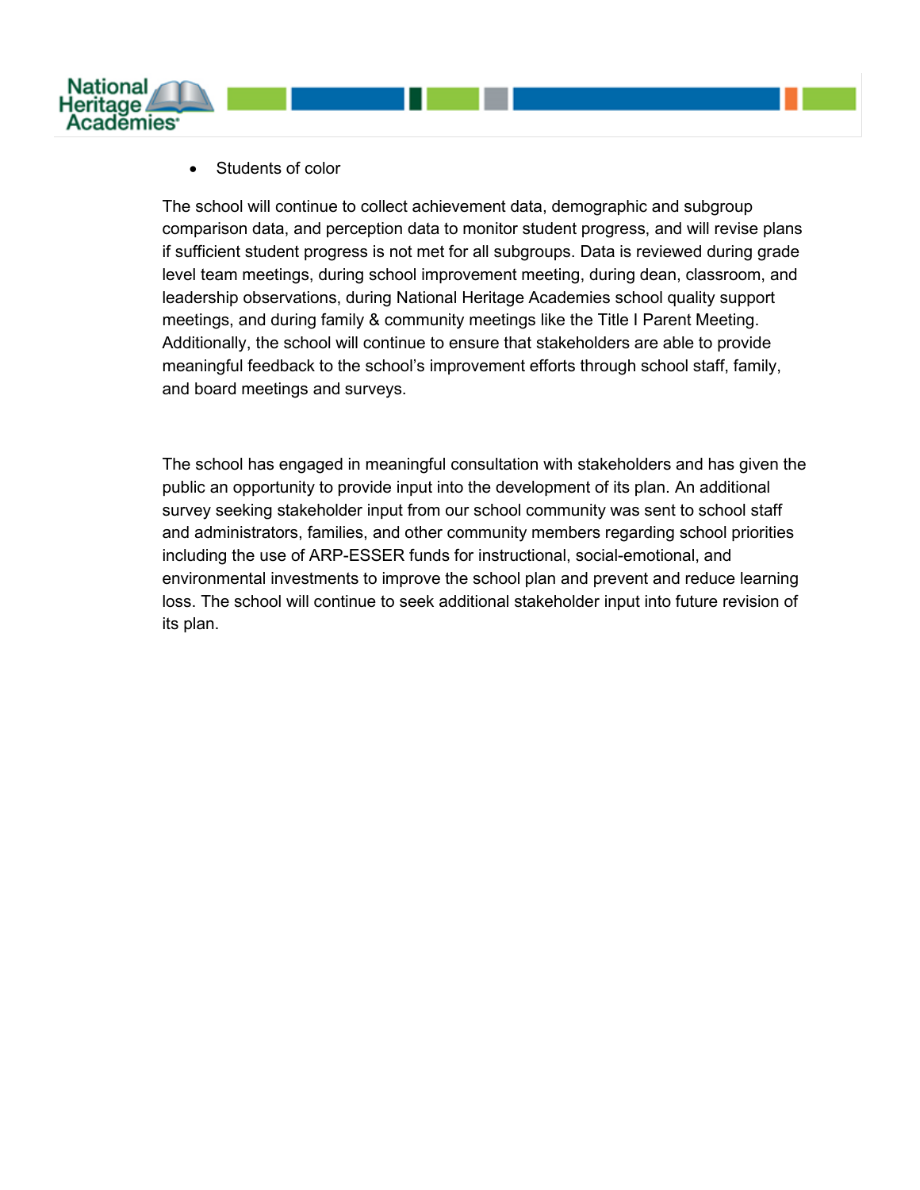- Students of color

The school will continue to collect achievement data, demographic and subgroup comparison data, and perception data to monitor student progress, and will revise plans if sufficient student progress is not met for all subgroups. Data is reviewed during grade level team meetings, during school improvement meeting, during dean, classroom, and leadership observations, during National Heritage Academies school quality support meetings, and during family & community meetings like the Title I Parent Meeting. Additionally, the school will continue to ensure that stakeholders are able to provide meaningful feedback to the school's improvement efforts through school staff, family, and board meetings and surveys.

The school has engaged in meaningful consultation with stakeholders and has given the public an opportunity to provide input into the development of its plan. An additional survey seeking stakeholder input from our school community was sent to school staff and administrators, families, and other community members regarding school priorities including the use of ARP-ESSER funds for instructional, social-emotional, and environmental investments to improve the school plan and prevent and reduce learning loss. The school will continue to seek additional stakeholder input into future revision of its plan.